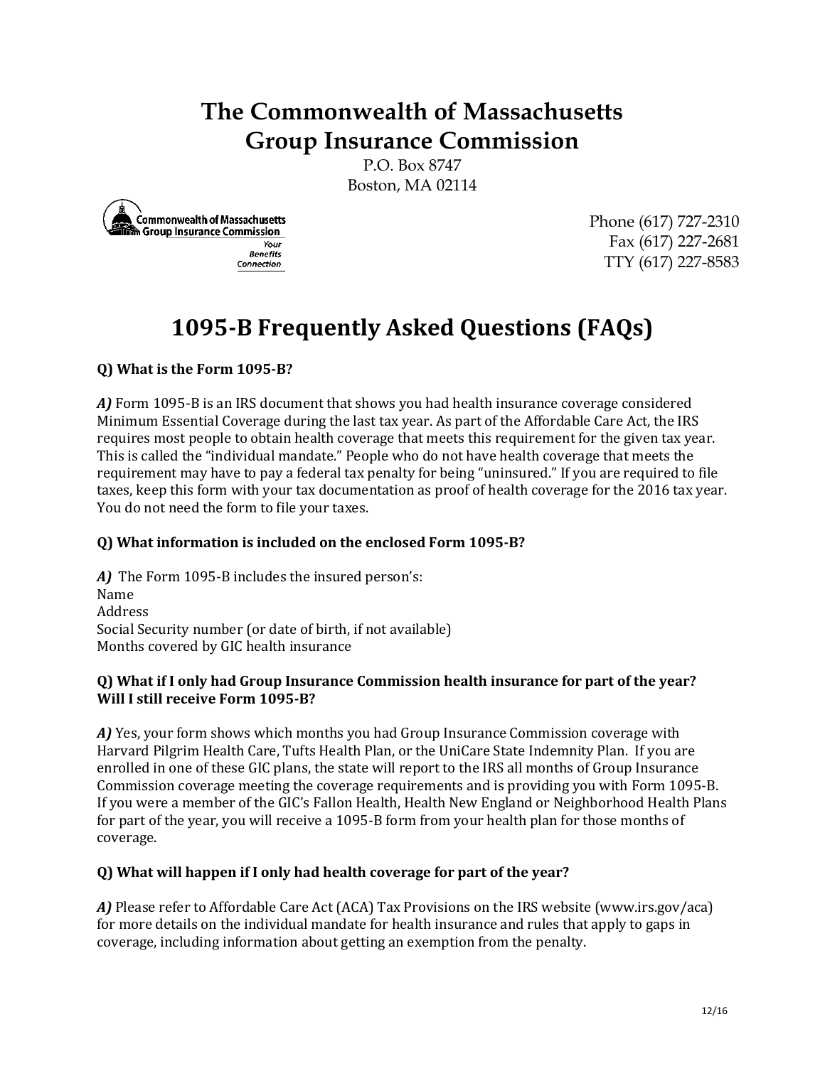# The Commonwealth of Massachusetts
# Group Insurance Commission

P.O. Box 8747
Boston, MA 02114

Commonwealth of Massachusetts
Group Insurance Commission
*Your Benefits Connection*

Phone (617) 727-2310
Fax (617) 227-2681
TTY (617) 227-8583

## 1095-B Frequently Asked Questions (FAQs)

**Q) What is the Form 1095-B?**

***A)*** Form 1095-B is an IRS document that shows you had health insurance coverage considered Minimum Essential Coverage during the last tax year. As part of the Affordable Care Act, the IRS requires most people to obtain health coverage that meets this requirement for the given tax year. This is called the "individual mandate." People who do not have health coverage that meets the requirement may have to pay a federal tax penalty for being "uninsured." If you are required to file taxes, keep this form with your tax documentation as proof of health coverage for the 2016 tax year. You do not need the form to file your taxes.

**Q) What information is included on the enclosed Form 1095-B?**

***A)*** The Form 1095-B includes the insured person's:
Name
Address
Social Security number (or date of birth, if not available)
Months covered by GIC health insurance

**Q) What if I only had Group Insurance Commission health insurance for part of the year? Will I still receive Form 1095-B?**

***A)*** Yes, your form shows which months you had Group Insurance Commission coverage with Harvard Pilgrim Health Care, Tufts Health Plan, or the UniCare State Indemnity Plan. If you are enrolled in one of these GIC plans, the state will report to the IRS all months of Group Insurance Commission coverage meeting the coverage requirements and is providing you with Form 1095-B. If you were a member of the GIC's Fallon Health, Health New England or Neighborhood Health Plans for part of the year, you will receive a 1095-B form from your health plan for those months of coverage.

**Q) What will happen if I only had health coverage for part of the year?**

***A)*** Please refer to Affordable Care Act (ACA) Tax Provisions on the IRS website (www.irs.gov/aca) for more details on the individual mandate for health insurance and rules that apply to gaps in coverage, including information about getting an exemption from the penalty.

12/16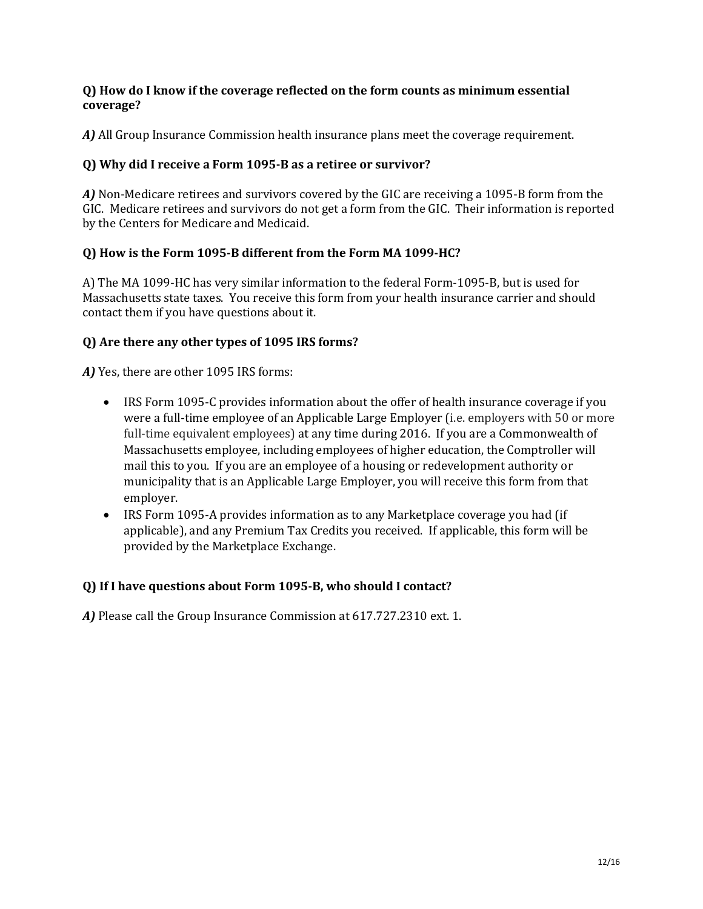**Q) How do I know if the coverage reflected on the form counts as minimum essential coverage?**

***A)*** All Group Insurance Commission health insurance plans meet the coverage requirement.

**Q) Why did I receive a Form 1095-B as a retiree or survivor?**

***A)*** Non-Medicare retirees and survivors covered by the GIC are receiving a 1095-B form from the GIC. Medicare retirees and survivors do not get a form from the GIC. Their information is reported by the Centers for Medicare and Medicaid.

**Q) How is the Form 1095-B different from the Form MA 1099-HC?**

A) The MA 1099-HC has very similar information to the federal Form-1095-B, but is used for Massachusetts state taxes. You receive this form from your health insurance carrier and should contact them if you have questions about it.

**Q) Are there any other types of 1095 IRS forms?**

***A)*** Yes, there are other 1095 IRS forms:

- IRS Form 1095-C provides information about the offer of health insurance coverage if you were a full-time employee of an Applicable Large Employer (i.e. employers with 50 or more full-time equivalent employees) at any time during 2016. If you are a Commonwealth of Massachusetts employee, including employees of higher education, the Comptroller will mail this to you. If you are an employee of a housing or redevelopment authority or municipality that is an Applicable Large Employer, you will receive this form from that employer.
- IRS Form 1095-A provides information as to any Marketplace coverage you had (if applicable), and any Premium Tax Credits you received. If applicable, this form will be provided by the Marketplace Exchange.

**Q) If I have questions about Form 1095-B, who should I contact?**

***A)*** Please call the Group Insurance Commission at 617.727.2310 ext. 1.